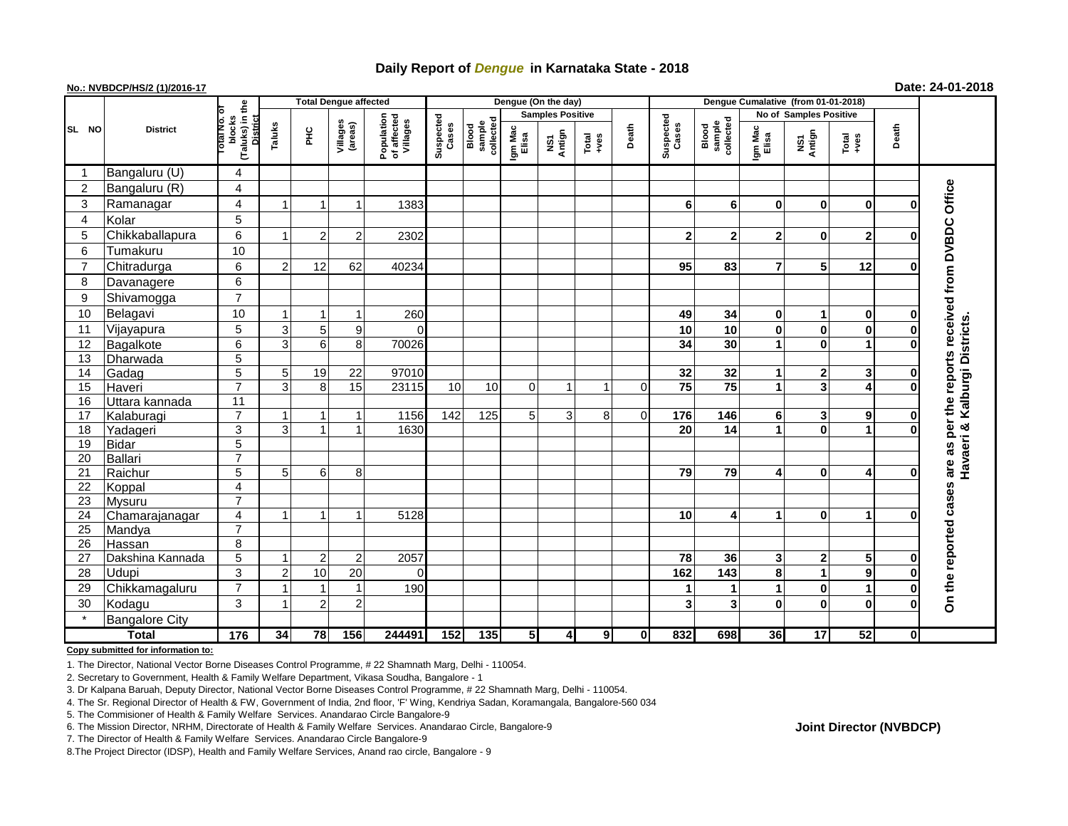# Daily Report of *Dengue* in Karnataka State - 2018

**No.: NVBDCP/HS/2 (1)/2016-17**

**Date: 24-01-2018**

| SL NO | District | Total No. of blocks (Taluks) in the District | Total Dengue affected | | | | Dengue (On the day) | | | | | | Dengue Cumalative (from 01-01-2018) | | | | | | |
|---|---|---|---|---|---|---|---|---|---|---|---|---|---|---|---|---|---|---|---|
| | | | | | | | | | Samples Positive | | | | | | No of Samples Positive | | | | |
| | | | Taluks | PHC | Villages (areas) | Population of affected Villages | Suspected Cases | Blood sample collected | Igm Mac Elisa | NS1 Antign | Total +ves | Death | Suspected Cases | Blood sample collected | Igm Mac Elisa | NS1 Antign | Total +ves | Death | |
| 1 | Bangaluru (U) | 4 | | | | | | | | | | | | | | | | | On the reported cases are as per the reports received from DVBDC Office Havaeri & Kalburgi Districts. |
| 2 | Bangaluru (R) | 4 | | | | | | | | | | | | | | | | | |
| 3 | Ramanagar | 4 | 1 | 1 | 1 | 1383 | | | | | | | 6 | 6 | 0 | 0 | 0 | 0 | |
| 4 | Kolar | 5 | | | | | | | | | | | | | | | | | |
| 5 | Chikkaballapura | 6 | 1 | 2 | 2 | 2302 | | | | | | | 2 | 2 | 2 | 0 | 2 | 0 | |
| 6 | Tumakuru | 10 | | | | | | | | | | | | | | | | | |
| 7 | Chitradurga | 6 | 2 | 12 | 62 | 40234 | | | | | | | 95 | 83 | 7 | 5 | 12 | 0 | |
| 8 | Davanagere | 6 | | | | | | | | | | | | | | | | | |
| 9 | Shivamogga | 7 | | | | | | | | | | | | | | | | | |
| 10 | Belagavi | 10 | 1 | 1 | 1 | 260 | | | | | | | 49 | 34 | 0 | 1 | 0 | 0 | |
| 11 | Vijayapura | 5 | 3 | 5 | 9 | 0 | | | | | | | 10 | 10 | 0 | 0 | 0 | 0 | |
| 12 | Bagalkote | 6 | 3 | 6 | 8 | 70026 | | | | | | | 34 | 30 | 1 | 0 | 1 | 0 | |
| 13 | Dharwada | 5 | | | | | | | | | | | | | | | | | |
| 14 | Gadag | 5 | 5 | 19 | 22 | 97010 | | | | | | | 32 | 32 | 1 | 2 | 3 | 0 | |
| 15 | Haveri | 7 | 3 | 8 | 15 | 23115 | 10 | 10 | 0 | 1 | 1 | 0 | 75 | 75 | 1 | 3 | 4 | 0 | |
| 16 | Uttara kannada | 11 | | | | | | | | | | | | | | | | | |
| 17 | Kalaburagi | 7 | 1 | 1 | 1 | 1156 | 142 | 125 | 5 | 3 | 8 | 0 | 176 | 146 | 6 | 3 | 9 | 0 | |
| 18 | Yadageri | 3 | 3 | 1 | 1 | 1630 | | | | | | | 20 | 14 | 1 | 0 | 1 | 0 | |
| 19 | Bidar | 5 | | | | | | | | | | | | | | | | | |
| 20 | Ballari | 7 | | | | | | | | | | | | | | | | | |
| 21 | Raichur | 5 | 5 | 6 | 8 | | | | | | | | 79 | 79 | 4 | 0 | 4 | 0 | |
| 22 | Koppal | 4 | | | | | | | | | | | | | | | | | |
| 23 | Mysuru | 7 | | | | | | | | | | | | | | | | | |
| 24 | Chamarajanagar | 4 | 1 | 1 | 1 | 5128 | | | | | | | 10 | 4 | 1 | 0 | 1 | 0 | |
| 25 | Mandya | 7 | | | | | | | | | | | | | | | | | |
| 26 | Hassan | 8 | | | | | | | | | | | | | | | | | |
| 27 | Dakshina Kannada | 5 | 1 | 2 | 2 | 2057 | | | | | | | 78 | 36 | 3 | 2 | 5 | 0 | |
| 28 | Udupi | 3 | 2 | 10 | 20 | 0 | | | | | | | 162 | 143 | 8 | 1 | 9 | 0 | |
| 29 | Chikkamagaluru | 7 | 1 | 1 | 1 | 190 | | | | | | | 1 | 1 | 1 | 0 | 1 | 0 | |
| 30 | Kodagu | 3 | 1 | 2 | 2 | | | | | | | | 3 | 3 | 0 | 0 | 0 | 0 | |
| * | Bangalore City | | | | | | | | | | | | | | | | | | |
| | **Total** | **176** | **34** | **78** | **156** | **244491** | **152** | **135** | **5** | **4** | **9** | **0** | **832** | **698** | **36** | **17** | **52** | **0** | |

**Copy submitted for information to:**

1. The Director, National Vector Borne Diseases Control Programme, # 22 Shamnath Marg, Delhi - 110054.
2. Secretary to Government, Health & Family Welfare Department, Vikasa Soudha, Bangalore - 1
3. Dr Kalpana Baruah, Deputy Director, National Vector Borne Diseases Control Programme, # 22 Shamnath Marg, Delhi - 110054.
4. The Sr. Regional Director of Health & FW, Government of India, 2nd floor, 'F' Wing, Kendriya Sadan, Koramangala, Bangalore-560 034
5. The Commisioner of Health & Family Welfare Services. Anandarao Circle Bangalore-9
6. The Mission Director, NRHM, Directorate of Health & Family Welfare Services. Anandarao Circle, Bangalore-9
7. The Director of Health & Family Welfare Services. Anandarao Circle Bangalore-9
8. The Project Director (IDSP), Health and Family Welfare Services, Anand rao circle, Bangalore - 9

**Joint Director (NVBDCP)**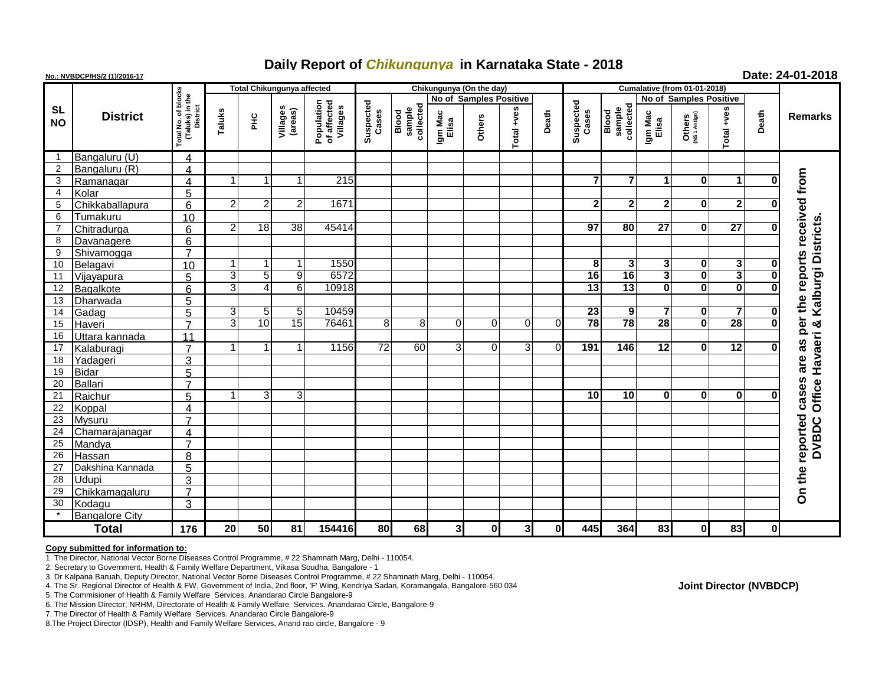# Daily Report of *Chikungunya* in Karnataka State - 2018

**No.: NVBDCP/HS/2 (1)/2016-17**

**Date: 24-01-2018**

| SL NO | District | Total No. of blocks (Taluks) in the District | Total Chikungunya affected | | | | Chikungunya (On the day) | | | | | | Cumulative (from 01-01-2018) | | | | | | Remarks |
|---|---|---|---|---|---|---|---|---|---|---|---|---|---|---|---|---|---|---|---|
| | | | Taluks | PHC | Villages (areas) | Population of affected Villages | Suspected Cases | Blood sample collected | No of Samples Positive | | | Death | Suspected Cases | Blood sample collected | No of Samples Positive | | | Death | |
| | | | | | | | | | Igm Mac Elisa | Others | Total +ves | | | | Igm Mac Elisa | Others (NS 1 Antign) | Total +ves | | |
| 1 | Bangaluru (U) | 4 | | | | | | | | | | | | | | | | | On the reported cases are as per the reports received from DVBDC Office Havaeri & Kalburgi Districts. |
| 2 | Bangaluru (R) | 4 | | | | | | | | | | | | | | | | | |
| 3 | Ramanagar | 4 | 1 | 1 | 1 | 215 | | | | | | | 7 | 7 | 1 | 0 | 1 | 0 | |
| 4 | Kolar | 5 | | | | | | | | | | | | | | | | | |
| 5 | Chikkaballapura | 6 | 2 | 2 | 2 | 1671 | | | | | | | 2 | 2 | 2 | 0 | 2 | 0 | |
| 6 | Tumakuru | 10 | | | | | | | | | | | | | | | | | |
| 7 | Chitradurga | 6 | 2 | 18 | 38 | 45414 | | | | | | | 97 | 80 | 27 | 0 | 27 | 0 | |
| 8 | Davanagere | 6 | | | | | | | | | | | | | | | | | |
| 9 | Shivamogga | 7 | | | | | | | | | | | | | | | | | |
| 10 | Belagavi | 10 | 1 | 1 | 1 | 1550 | | | | | | | 8 | 3 | 3 | 0 | 3 | 0 | |
| 11 | Vijayapura | 5 | 3 | 5 | 9 | 6572 | | | | | | | 16 | 16 | 3 | 0 | 3 | 0 | |
| 12 | Bagalkote | 6 | 3 | 4 | 6 | 10918 | | | | | | | 13 | 13 | 0 | 0 | 0 | 0 | |
| 13 | Dharwada | 5 | | | | | | | | | | | | | | | | | |
| 14 | Gadag | 5 | 3 | 5 | 5 | 10459 | | | | | | | 23 | 9 | 7 | 0 | 7 | 0 | |
| 15 | Haveri | 7 | 3 | 10 | 15 | 76461 | 8 | 8 | 0 | 0 | 0 | 0 | 78 | 78 | 28 | 0 | 28 | 0 | |
| 16 | Uttara kannada | 11 | | | | | | | | | | | | | | | | | |
| 17 | Kalaburagi | 7 | 1 | 1 | 1 | 1156 | 72 | 60 | 3 | 0 | 3 | 0 | 191 | 146 | 12 | 0 | 12 | 0 | |
| 18 | Yadageri | 3 | | | | | | | | | | | | | | | | | |
| 19 | Bidar | 5 | | | | | | | | | | | | | | | | | |
| 20 | Ballari | 7 | | | | | | | | | | | | | | | | | |
| 21 | Raichur | 5 | 1 | 3 | 3 | | | | | | | | 10 | 10 | 0 | 0 | 0 | 0 | |
| 22 | Koppal | 4 | | | | | | | | | | | | | | | | | |
| 23 | Mysuru | 7 | | | | | | | | | | | | | | | | | |
| 24 | Chamarajanagar | 4 | | | | | | | | | | | | | | | | | |
| 25 | Mandya | 7 | | | | | | | | | | | | | | | | | |
| 26 | Hassan | 8 | | | | | | | | | | | | | | | | | |
| 27 | Dakshina Kannada | 5 | | | | | | | | | | | | | | | | | |
| 28 | Udupi | 3 | | | | | | | | | | | | | | | | | |
| 29 | Chikkamagaluru | 7 | | | | | | | | | | | | | | | | | |
| 30 | Kodagu | 3 | | | | | | | | | | | | | | | | | |
| * | Bangalore City | | | | | | | | | | | | | | | | | | |
| | **Total** | **176** | **20** | **50** | **81** | **154416** | **80** | **68** | **3** | **0** | **3** | **0** | **445** | **364** | **83** | **0** | **83** | **0** | |

**Copy submitted for information to:**

1. The Director, National Vector Borne Diseases Control Programme, # 22 Shamnath Marg, Delhi - 110054.
2. Secretary to Government, Health & Family Welfare Department, Vikasa Soudha, Bangalore - 1
3. Dr Kalpana Baruah, Deputy Director, National Vector Borne Diseases Control Programme, # 22 Shamnath Marg, Delhi - 110054.
4. The Sr. Regional Director of Health & FW, Government of India, 2nd floor, 'F' Wing, Kendriya Sadan, Koramangala, Bangalore-560 034
5. The Commisioner of Health & Family Welfare Services. Anandarao Circle Bangalore-9
6. The Mission Director, NRHM, Directorate of Health & Family Welfare Services. Anandarao Circle, Bangalore-9
7. The Director of Health & Family Welfare Services. Anandarao Circle Bangalore-9
8. The Project Director (IDSP), Health and Family Welfare Services, Anand rao circle, Bangalore - 9

**Joint Director (NVBDCP)**